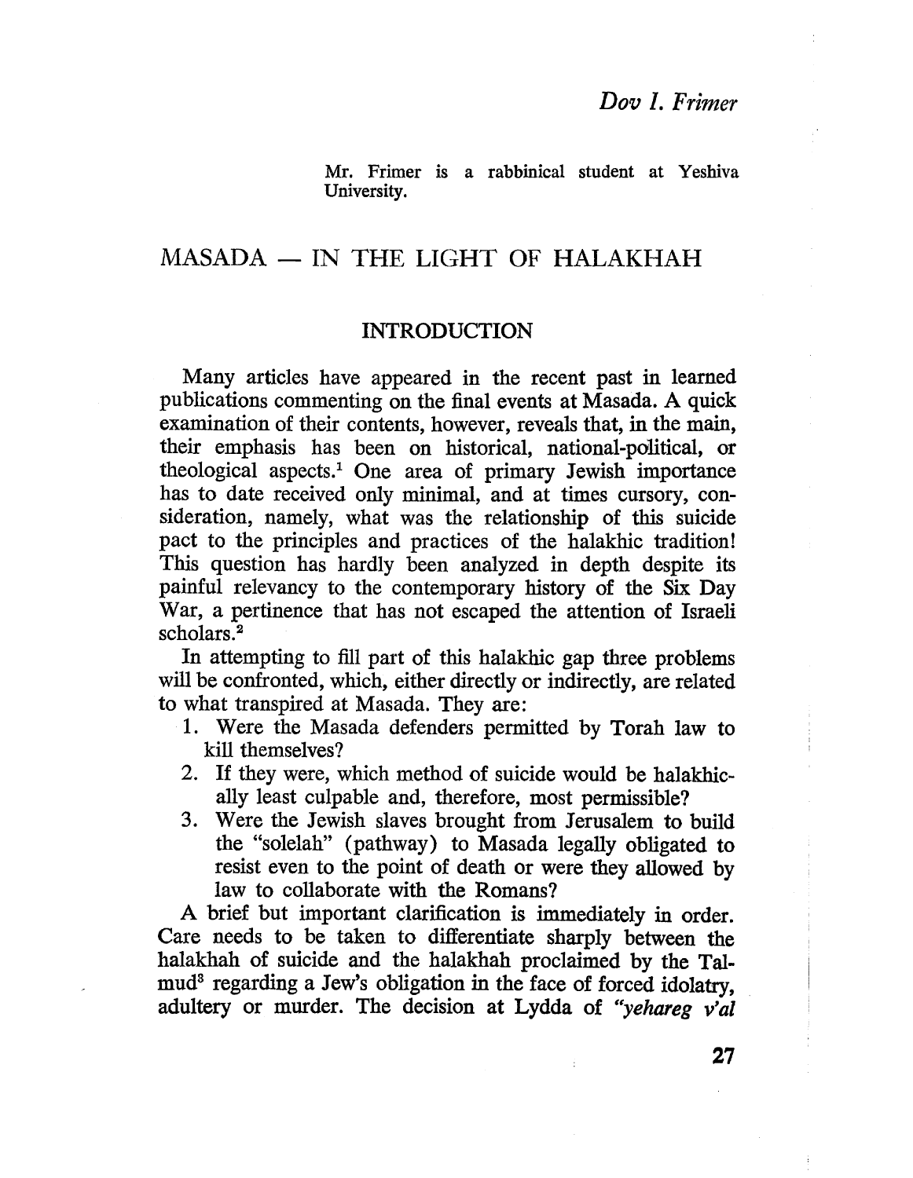*Dov I. Frimer*

Mr. Frimer is a rabbinical student at Yeshiva University.

# MASADA — IN THE LIGHT OF HALAKHAH

## INTRODUCTION

Many articles have appeared in the recent past in learned publications commenting on the final events at Masada. A quick examination of their contents, however, reveals that, in the main, their emphasis has been on historical, national-political, or theological aspects.[1] One area of primary Jewish importance has to date received only minimal, and at times cursory, consideration, namely, what was the relationship of this suicide pact to the principles and practices of the halakhic tradition! This question has hardly been analyzed in depth despite its painful relevancy to the contemporary history of the Six Day War, a pertinence that has not escaped the attention of Israeli scholars.[2]

In attempting to fill part of this halakhic gap three problems will be confronted, which, either directly or indirectly, are related to what transpired at Masada. They are:

1. Were the Masada defenders permitted by Torah law to kill themselves?
2. If they were, which method of suicide would be halakhically least culpable and, therefore, most permissible?
3. Were the Jewish slaves brought from Jerusalem to build the "solelah" (pathway) to Masada legally obligated to resist even to the point of death or were they allowed by law to collaborate with the Romans?

A brief but important clarification is immediately in order. Care needs to be taken to differentiate sharply between the halakhah of suicide and the halakhah proclaimed by the Talmud[3] regarding a Jew's obligation in the face of forced idolatry, adultery or murder. The decision at Lydda of *"yehareg v'al*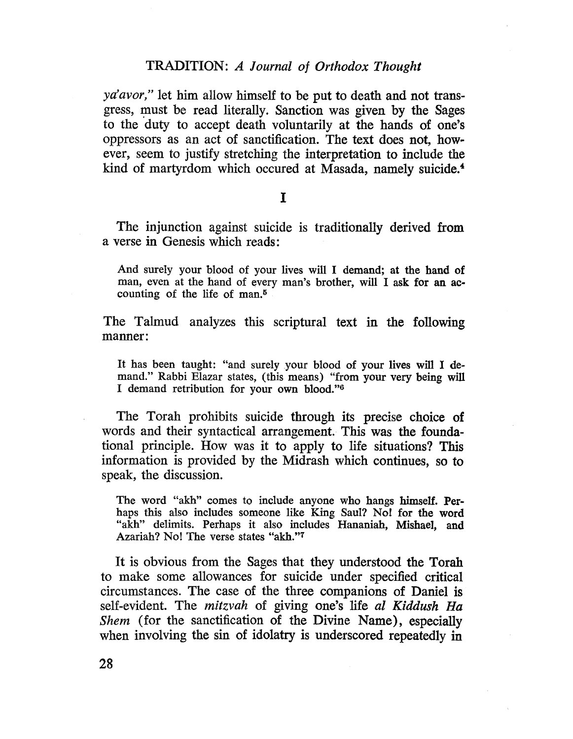*ya'avor,"* let him allow himself to be put to death and not transgress, must be read literally. Sanction was given by the Sages to the duty to accept death voluntarily at the hands of one's oppressors as an act of sanctification. The text does not, however, seem to justify stretching the interpretation to include the kind of martyrdom which occured at Masada, namely suicide.[4]

## I

The injunction against suicide is traditionally derived from a verse in Genesis which reads:

> And surely your blood of your lives will I demand; at the hand of man, even at the hand of every man's brother, will I ask for an accounting of the life of man.[5]

The Talmud analyzes this scriptural text in the following manner:

> It has been taught: "and surely your blood of your lives will I demand." Rabbi Elazar states, (this means) "from your very being will I demand retribution for your own blood."[6]

The Torah prohibits suicide through its precise choice of words and their syntactical arrangement. This was the foundational principle. How was it to apply to life situations? This information is provided by the Midrash which continues, so to speak, the discussion.

> The word "akh" comes to include anyone who hangs himself. Perhaps this also includes someone like King Saul? No! for the word "akh" delimits. Perhaps it also includes Hananiah, Mishael, and Azariah? No! The verse states "akh."[7]

It is obvious from the Sages that they understood the Torah to make some allowances for suicide under specified critical circumstances. The case of the three companions of Daniel is self-evident. The *mitzvah* of giving one's life *al Kiddush Ha Shem* (for the sanctification of the Divine Name), especially when involving the sin of idolatry is underscored repeatedly in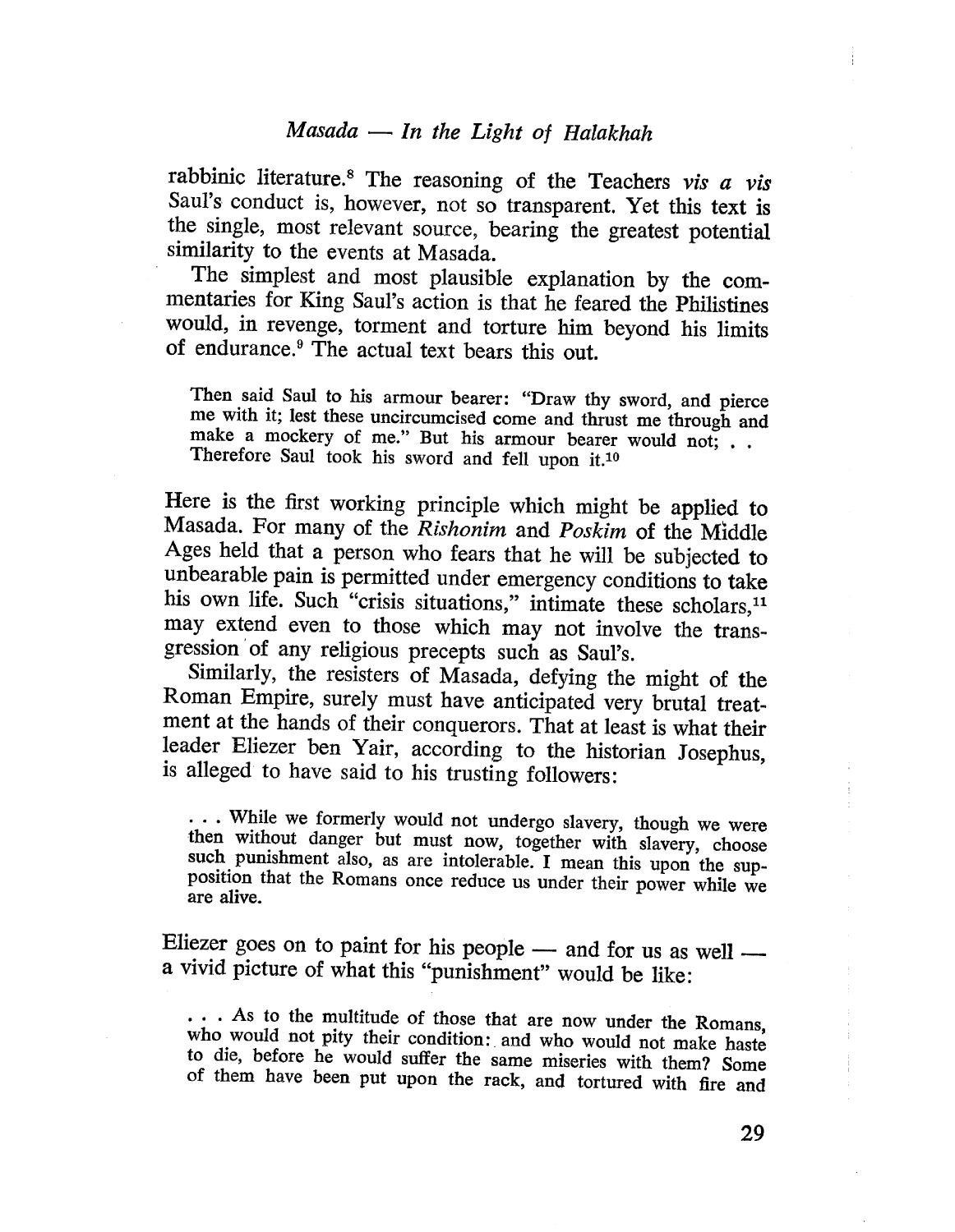rabbinic literature.[8] The reasoning of the Teachers *vis a vis* Saul's conduct is, however, not so transparent. Yet this text is the single, most relevant source, bearing the greatest potential similarity to the events at Masada.

The simplest and most plausible explanation by the commentaries for King Saul's action is that he feared the Philistines would, in revenge, torment and torture him beyond his limits of endurance.[9] The actual text bears this out.

> Then said Saul to his armour bearer: "Draw thy sword, and pierce me with it; lest these uncircumcised come and thrust me through and make a mockery of me." But his armour bearer would not; . . Therefore Saul took his sword and fell upon it.[10]

Here is the first working principle which might be applied to Masada. For many of the *Rishonim* and *Poskim* of the Middle Ages held that a person who fears that he will be subjected to unbearable pain is permitted under emergency conditions to take his own life. Such "crisis situations," intimate these scholars,[11] may extend even to those which may not involve the transgression of any religious precepts such as Saul's.

Similarly, the resisters of Masada, defying the might of the Roman Empire, surely must have anticipated very brutal treatment at the hands of their conquerors. That at least is what their leader Eliezer ben Yair, according to the historian Josephus, is alleged to have said to his trusting followers:

> . . . While we formerly would not undergo slavery, though we were then without danger but must now, together with slavery, choose such punishment also, as are intolerable. I mean this upon the supposition that the Romans once reduce us under their power while we are alive.

Eliezer goes on to paint for his people — and for us as well — a vivid picture of what this "punishment" would be like:

> . . . As to the multitude of those that are now under the Romans, who would not pity their condition: and who would not make haste to die, before he would suffer the same miseries with them? Some of them have been put upon the rack, and tortured with fire and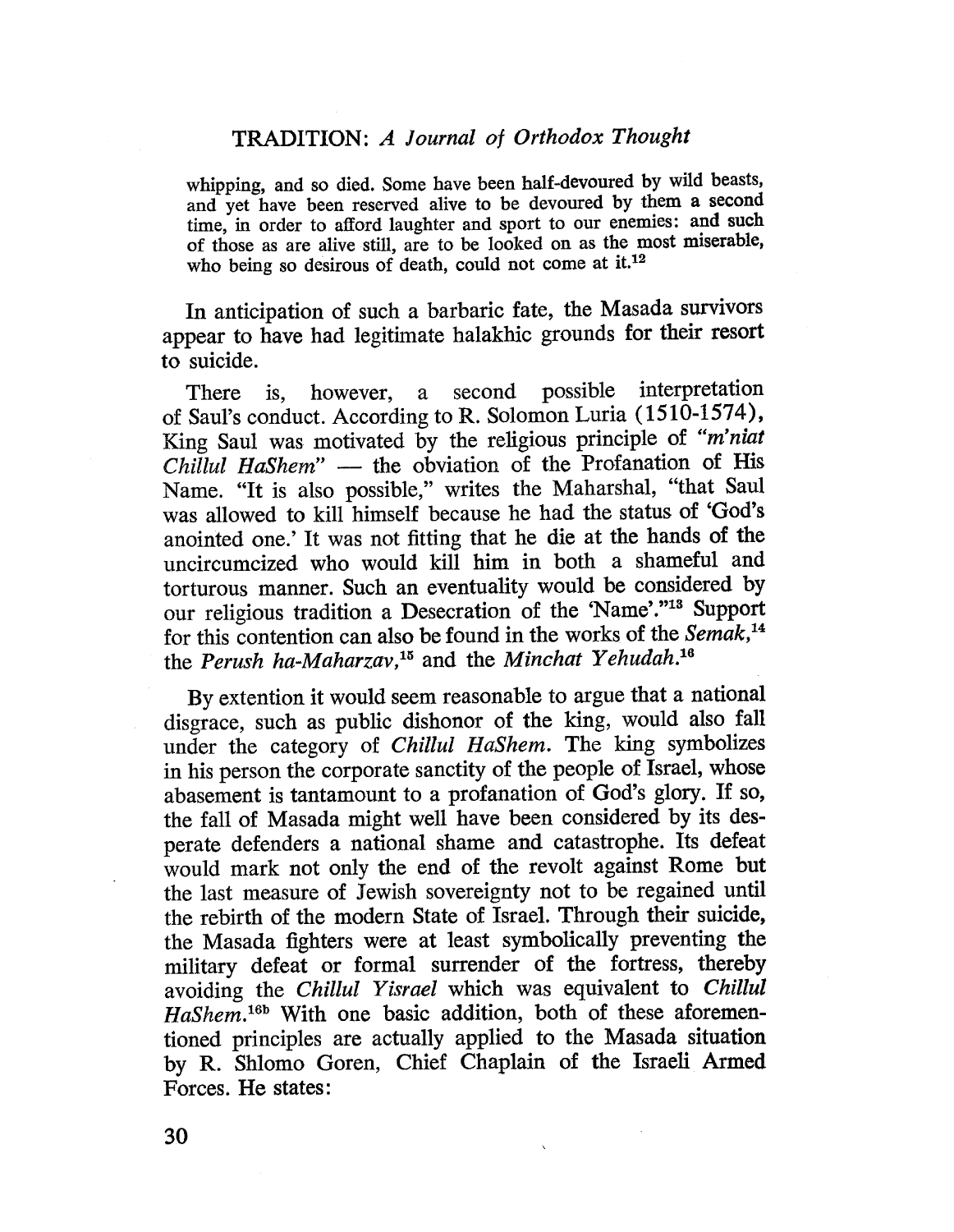whipping, and so died. Some have been half-devoured by wild beasts, and yet have been reserved alive to be devoured by them a second time, in order to afford laughter and sport to our enemies: and such of those as are alive still, are to be looked on as the most miserable, who being so desirous of death, could not come at it.[12]

In anticipation of such a barbaric fate, the Masada survivors appear to have had legitimate halakhic grounds for their resort to suicide.

There is, however, a second possible interpretation of Saul's conduct. According to R. Solomon Luria (1510-1574), King Saul was motivated by the religious principle of *"m'niat Chillul HaShem"* — the obviation of the Profanation of His Name. "It is also possible," writes the Maharshal, "that Saul was allowed to kill himself because he had the status of 'God's anointed one.' It was not fitting that he die at the hands of the uncircumcized who would kill him in both a shameful and torturous manner. Such an eventuality would be considered by our religious tradition a Desecration of the 'Name'."[13] Support for this contention can also be found in the works of the *Semak*,[14] the *Perush ha-Maharzav*,[15] and the *Minchat Yehudah*.[16]

By extention it would seem reasonable to argue that a national disgrace, such as public dishonor of the king, would also fall under the category of *Chillul HaShem*. The king symbolizes in his person the corporate sanctity of the people of Israel, whose abasement is tantamount to a profanation of God's glory. If so, the fall of Masada might well have been considered by its desperate defenders a national shame and catastrophe. Its defeat would mark not only the end of the revolt against Rome but the last measure of Jewish sovereignty not to be regained until the rebirth of the modern State of Israel. Through their suicide, the Masada fighters were at least symbolically preventing the military defeat or formal surrender of the fortress, thereby avoiding the *Chillul Yisrael* which was equivalent to *Chillul HaShem*.[16b] With one basic addition, both of these aforementioned principles are actually applied to the Masada situation by R. Shlomo Goren, Chief Chaplain of the Israeli Armed Forces. He states: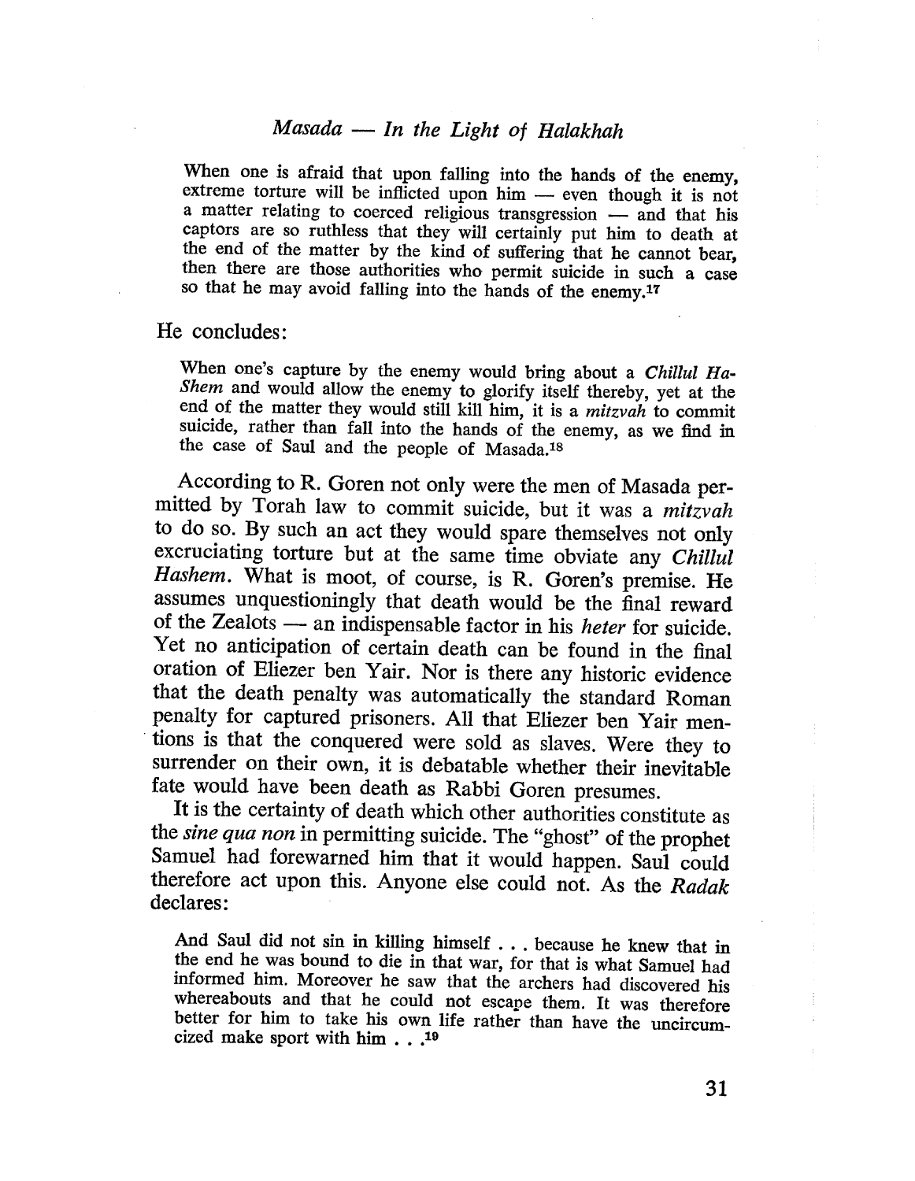> When one is afraid that upon falling into the hands of the enemy, extreme torture will be inflicted upon him — even though it is not a matter relating to coerced religious transgression — and that his captors are so ruthless that they will certainly put him to death at the end of the matter by the kind of suffering that he cannot bear, then there are those authorities who permit suicide in such a case so that he may avoid falling into the hands of the enemy.[17]

He concludes:

> When one's capture by the enemy would bring about a *Chillul Ha-Shem* and would allow the enemy to glorify itself thereby, yet at the end of the matter they would still kill him, it is a *mitzvah* to commit suicide, rather than fall into the hands of the enemy, as we find in the case of Saul and the people of Masada.[18]

According to R. Goren not only were the men of Masada permitted by Torah law to commit suicide, but it was a *mitzvah* to do so. By such an act they would spare themselves not only excruciating torture but at the same time obviate any *Chillul Hashem*. What is moot, of course, is R. Goren's premise. He assumes unquestioningly that death would be the final reward of the Zealots — an indispensable factor in his *heter* for suicide. Yet no anticipation of certain death can be found in the final oration of Eliezer ben Yair. Nor is there any historic evidence that the death penalty was automatically the standard Roman penalty for captured prisoners. All that Eliezer ben Yair mentions is that the conquered were sold as slaves. Were they to surrender on their own, it is debatable whether their inevitable fate would have been death as Rabbi Goren presumes.

It is the certainty of death which other authorities constitute as the *sine qua non* in permitting suicide. The "ghost" of the prophet Samuel had forewarned him that it would happen. Saul could therefore act upon this. Anyone else could not. As the *Radak* declares:

> And Saul did not sin in killing himself . . . because he knew that in the end he was bound to die in that war, for that is what Samuel had informed him. Moreover he saw that the archers had discovered his whereabouts and that he could not escape them. It was therefore better for him to take his own life rather than have the uncircumcized make sport with him . . .[19]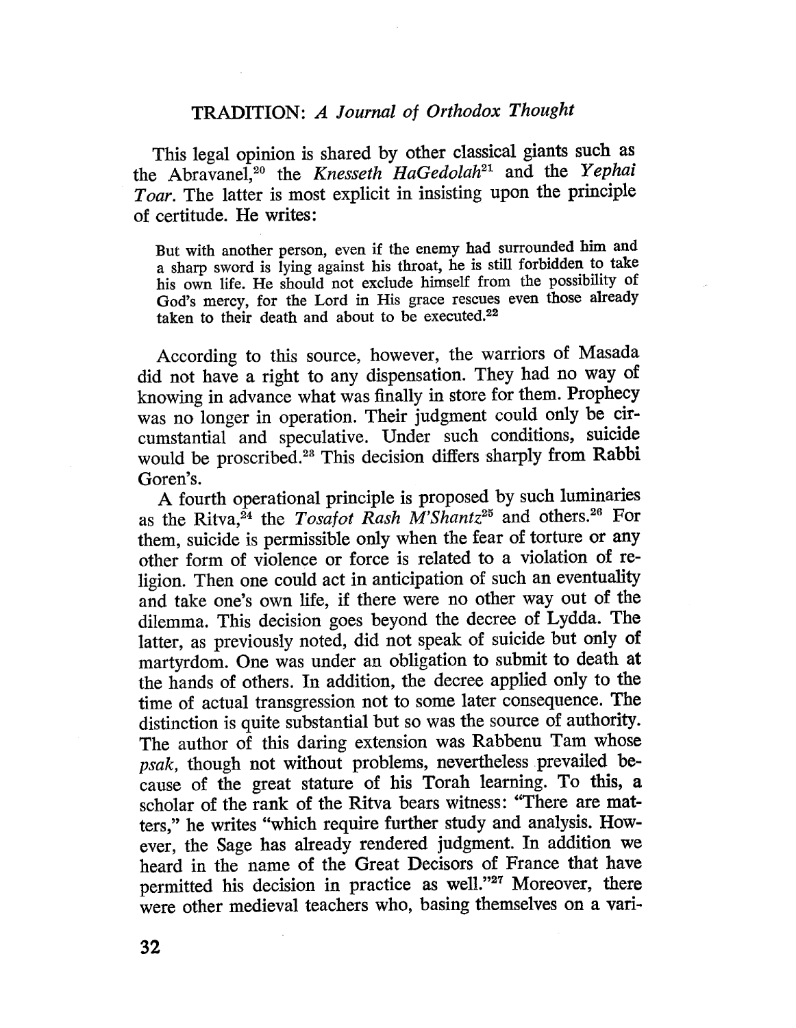This legal opinion is shared by other classical giants such as the Abravanel,[20] the *Knesseth HaGedolah*[21] and the *Yephai Toar*. The latter is most explicit in insisting upon the principle of certitude. He writes:

> But with another person, even if the enemy had surrounded him and a sharp sword is lying against his throat, he is still forbidden to take his own life. He should not exclude himself from the possibility of God's mercy, for the Lord in His grace rescues even those already taken to their death and about to be executed.[22]

According to this source, however, the warriors of Masada did not have a right to any dispensation. They had no way of knowing in advance what was finally in store for them. Prophecy was no longer in operation. Their judgment could only be circumstantial and speculative. Under such conditions, suicide would be proscribed.[23] This decision differs sharply from Rabbi Goren's.

A fourth operational principle is proposed by such luminaries as the Ritva,[24] the *Tosafot Rash M'Shantz*[25] and others.[26] For them, suicide is permissible only when the fear of torture or any other form of violence or force is related to a violation of religion. Then one could act in anticipation of such an eventuality and take one's own life, if there were no other way out of the dilemma. This decision goes beyond the decree of Lydda. The latter, as previously noted, did not speak of suicide but only of martyrdom. One was under an obligation to submit to death at the hands of others. In addition, the decree applied only to the time of actual transgression not to some later consequence. The distinction is quite substantial but so was the source of authority. The author of this daring extension was Rabbenu Tam whose *psak*, though not without problems, nevertheless prevailed because of the great stature of his Torah learning. To this, a scholar of the rank of the Ritva bears witness: "There are matters," he writes "which require further study and analysis. However, the Sage has already rendered judgment. In addition we heard in the name of the Great Decisors of France that have permitted his decision in practice as well."[27] Moreover, there were other medieval teachers who, basing themselves on a vari-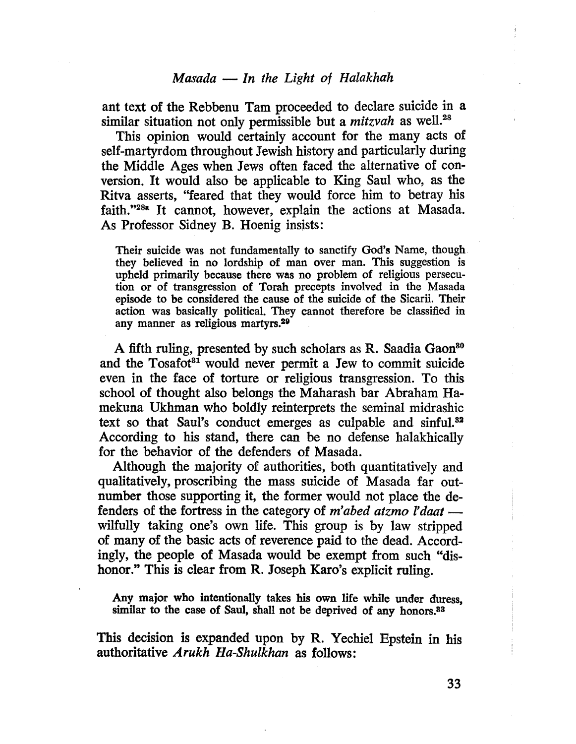ant text of the Rebbenu Tam proceeded to declare suicide in a similar situation not only permissible but a *mitzvah* as well.[28]

This opinion would certainly account for the many acts of self-martyrdom throughout Jewish history and particularly during the Middle Ages when Jews often faced the alternative of conversion. It would also be applicable to King Saul who, as the Ritva asserts, "feared that they would force him to betray his faith."[28a] It cannot, however, explain the actions at Masada. As Professor Sidney B. Hoenig insists:

> Their suicide was not fundamentally to sanctify God's Name, though they believed in no lordship of man over man. This suggestion is upheld primarily because there was no problem of religious persecution or of transgression of Torah precepts involved in the Masada episode to be considered the cause of the suicide of the Sicarii. Their action was basically political. They cannot therefore be classified in any manner as religious martyrs.[29]

A fifth ruling, presented by such scholars as R. Saadia Gaon[30] and the Tosafot[31] would never permit a Jew to commit suicide even in the face of torture or religious transgression. To this school of thought also belongs the Maharash bar Abraham Hamekuna Ukhman who boldly reinterprets the seminal midrashic text so that Saul's conduct emerges as culpable and sinful.[32] According to his stand, there can be no defense halakhically for the behavior of the defenders of Masada.

Although the majority of authorities, both quantitatively and qualitatively, proscribing the mass suicide of Masada far outnumber those supporting it, the former would not place the defenders of the fortress in the category of *m'abed atzmo l'daat* — wilfully taking one's own life. This group is by law stripped of many of the basic acts of reverence paid to the dead. Accordingly, the people of Masada would be exempt from such "dishonor." This is clear from R. Joseph Karo's explicit ruling.

> Any major who intentionally takes his own life while under duress, similar to the case of Saul, shall not be deprived of any honors.[33]

This decision is expanded upon by R. Yechiel Epstein in his authoritative *Arukh Ha-Shulkhan* as follows: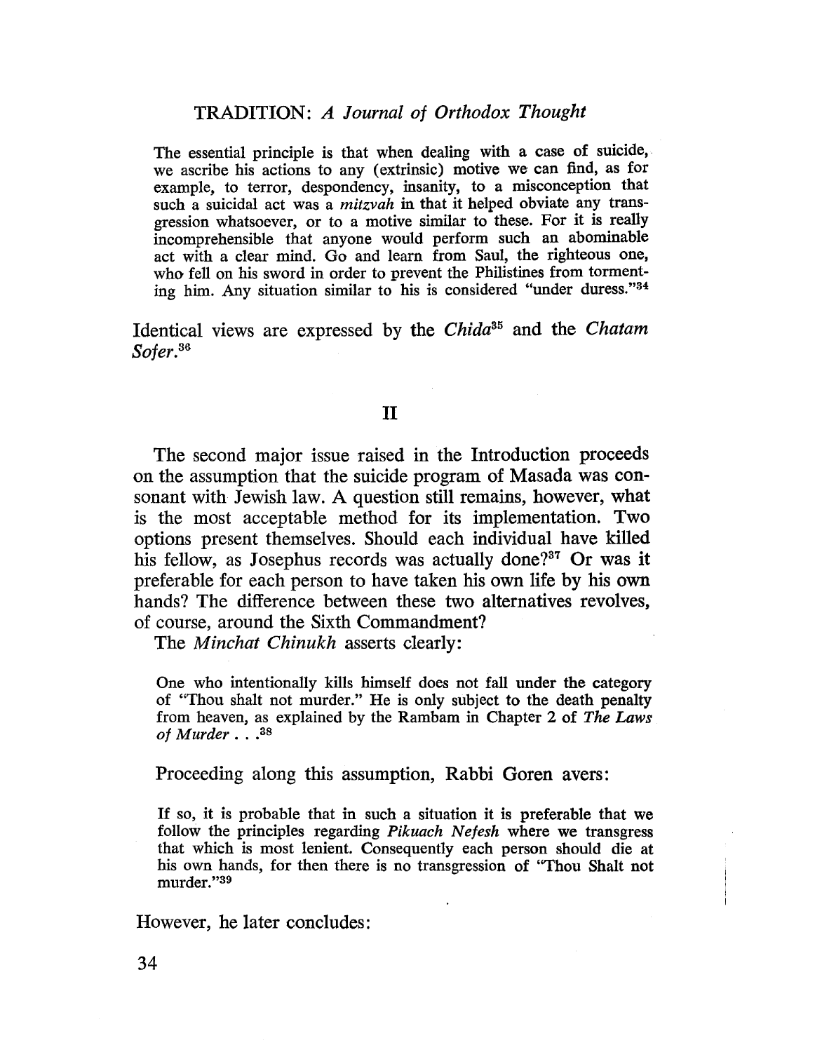> The essential principle is that when dealing with a case of suicide, we ascribe his actions to any (extrinsic) motive we can find, as for example, to terror, despondency, insanity, to a misconception that such a suicidal act was a *mitzvah* in that it helped obviate any transgression whatsoever, or to a motive similar to these. For it is really incomprehensible that anyone would perform such an abominable act with a clear mind. Go and learn from Saul, the righteous one, who fell on his sword in order to prevent the Philistines from tormenting him. Any situation similar to his is considered "under duress."[34]

Identical views are expressed by the *Chida*[35] and the *Chatam Sofer.*[36]

## II

The second major issue raised in the Introduction proceeds on the assumption that the suicide program of Masada was consonant with Jewish law. A question still remains, however, what is the most acceptable method for its implementation. Two options present themselves. Should each individual have killed his fellow, as Josephus records was actually done?[37] Or was it preferable for each person to have taken his own life by his own hands? The difference between these two alternatives revolves, of course, around the Sixth Commandment?

The *Minchat Chinukh* asserts clearly:

> One who intentionally kills himself does not fall under the category of "Thou shalt not murder." He is only subject to the death penalty from heaven, as explained by the Rambam in Chapter 2 of *The Laws of Murder* . . .[38]

Proceeding along this assumption, Rabbi Goren avers:

> If so, it is probable that in such a situation it is preferable that we follow the principles regarding *Pikuach Nefesh* where we transgress that which is most lenient. Consequently each person should die at his own hands, for then there is no transgression of "Thou Shalt not murder."[39]

However, he later concludes: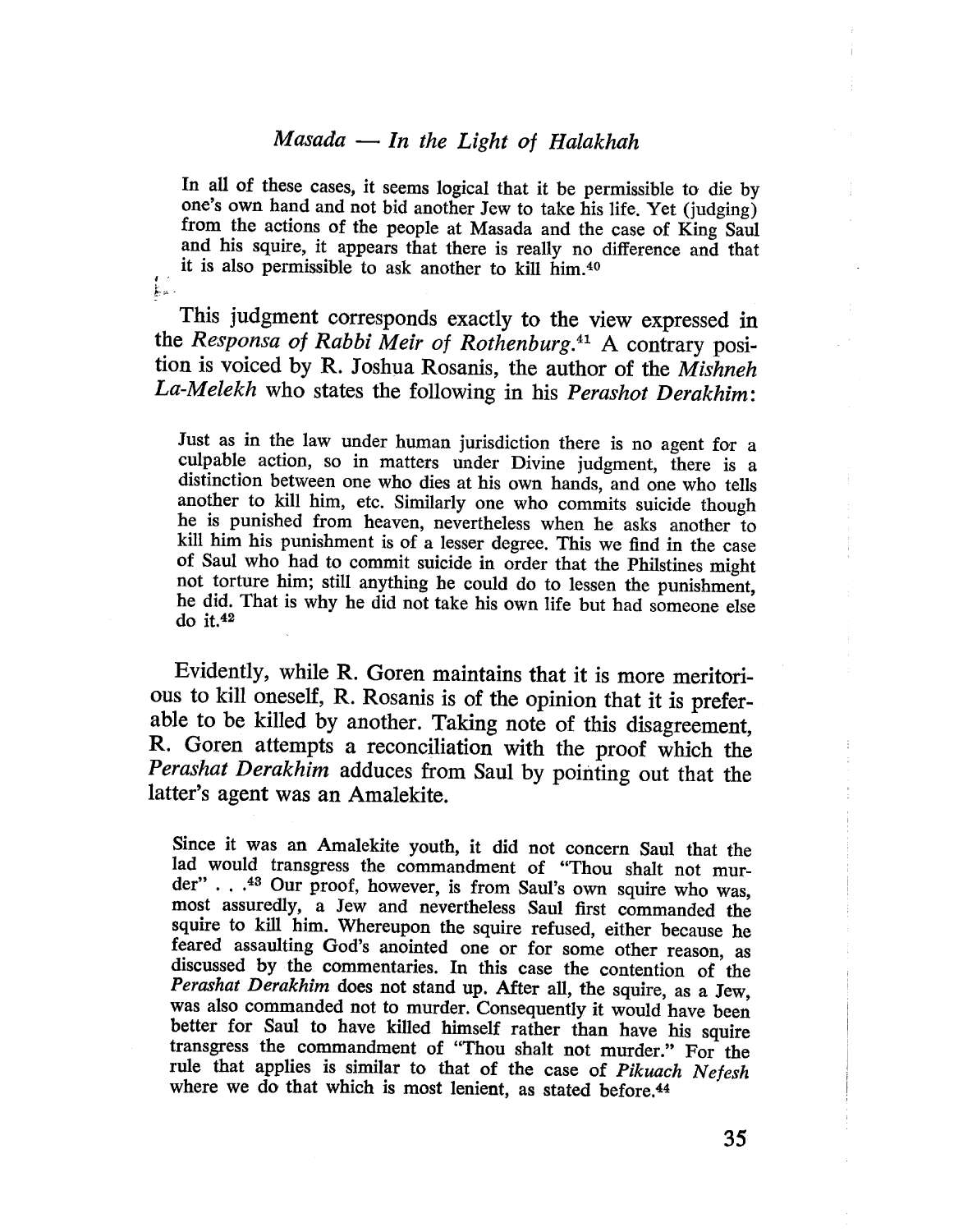> In all of these cases, it seems logical that it be permissible to die by one's own hand and not bid another Jew to take his life. Yet (judging) from the actions of the people at Masada and the case of King Saul and his squire, it appears that there is really no difference and that it is also permissible to ask another to kill him.[40]

This judgment corresponds exactly to the view expressed in the *Responsa of Rabbi Meir of Rothenburg*.[41] A contrary position is voiced by R. Joshua Rosanis, the author of the *Mishneh La-Melekh* who states the following in his *Perashot Derakhim*:

> Just as in the law under human jurisdiction there is no agent for a culpable action, so in matters under Divine judgment, there is a distinction between one who dies at his own hands, and one who tells another to kill him, etc. Similarly one who commits suicide though he is punished from heaven, nevertheless when he asks another to kill him his punishment is of a lesser degree. This we find in the case of Saul who had to commit suicide in order that the Philstines might not torture him; still anything he could do to lessen the punishment, he did. That is why he did not take his own life but had someone else do it.[42]

Evidently, while R. Goren maintains that it is more meritorious to kill oneself, R. Rosanis is of the opinion that it is preferable to be killed by another. Taking note of this disagreement, R. Goren attempts a reconciliation with the proof which the *Perashat Derakhim* adduces from Saul by pointing out that the latter's agent was an Amalekite.

> Since it was an Amalekite youth, it did not concern Saul that the lad would transgress the commandment of "Thou shalt not murder" . . .[43] Our proof, however, is from Saul's own squire who was, most assuredly, a Jew and nevertheless Saul first commanded the squire to kill him. Whereupon the squire refused, either because he feared assaulting God's anointed one or for some other reason, as discussed by the commentaries. In this case the contention of the *Perashat Derakhim* does not stand up. After all, the squire, as a Jew, was also commanded not to murder. Consequently it would have been better for Saul to have killed himself rather than have his squire transgress the commandment of "Thou shalt not murder." For the rule that applies is similar to that of the case of *Pikuach Nefesh* where we do that which is most lenient, as stated before.[44]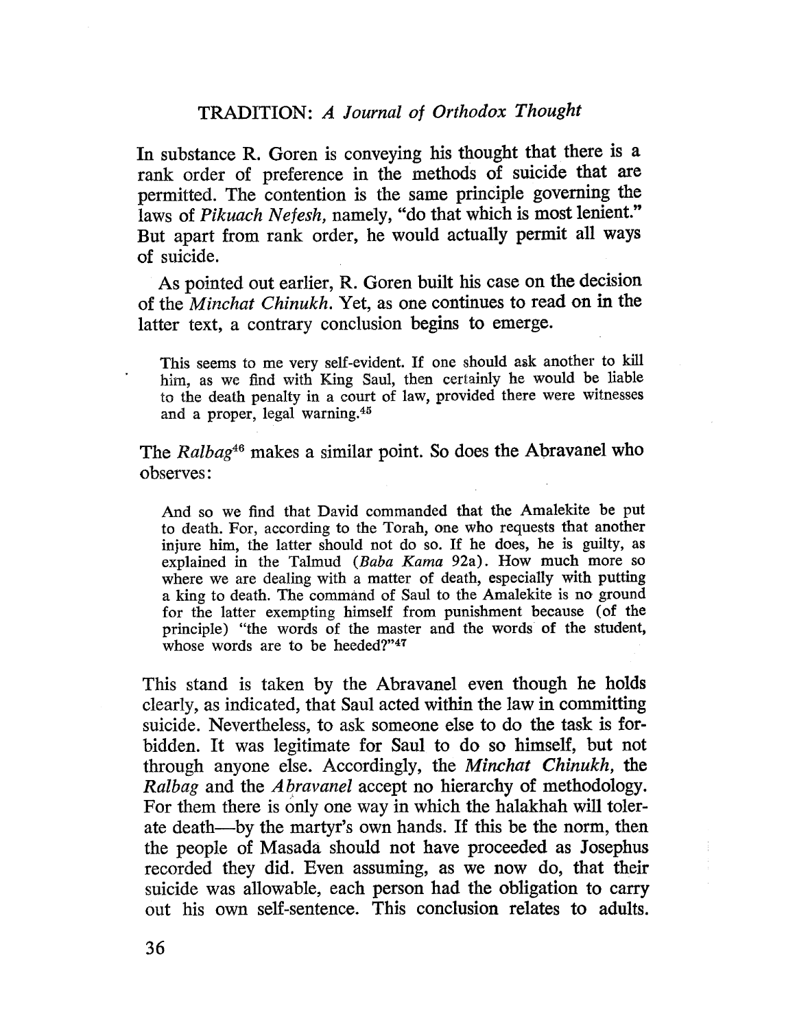In substance R. Goren is conveying his thought that there is a rank order of preference in the methods of suicide that are permitted. The contention is the same principle governing the laws of *Pikuach Nefesh,* namely, "do that which is most lenient." But apart from rank order, he would actually permit all ways of suicide.

As pointed out earlier, R. Goren built his case on the decision of the *Minchat Chinukh*. Yet, as one continues to read on in the latter text, a contrary conclusion begins to emerge.

> This seems to me very self-evident. If one should ask another to kill him, as we find with King Saul, then certainly he would be liable to the death penalty in a court of law, provided there were witnesses and a proper, legal warning.[45]

The *Ralbag*[46] makes a similar point. So does the Abravanel who observes:

> And so we find that David commanded that the Amalekite be put to death. For, according to the Torah, one who requests that another injure him, the latter should not do so. If he does, he is guilty, as explained in the Talmud (*Baba Kama* 92a). How much more so where we are dealing with a matter of death, especially with putting a king to death. The command of Saul to the Amalekite is no ground for the latter exempting himself from punishment because (of the principle) "the words of the master and the words of the student, whose words are to be heeded?"[47]

This stand is taken by the Abravanel even though he holds clearly, as indicated, that Saul acted within the law in committing suicide. Nevertheless, to ask someone else to do the task is forbidden. It was legitimate for Saul to do so himself, but not through anyone else. Accordingly, the *Minchat Chinukh,* the *Ralbag* and the *Abravanel* accept no hierarchy of methodology. For them there is only one way in which the halakhah will tolerate death—by the martyr's own hands. If this be the norm, then the people of Masada should not have proceeded as Josephus recorded they did. Even assuming, as we now do, that their suicide was allowable, each person had the obligation to carry out his own self-sentence. This conclusion relates to adults.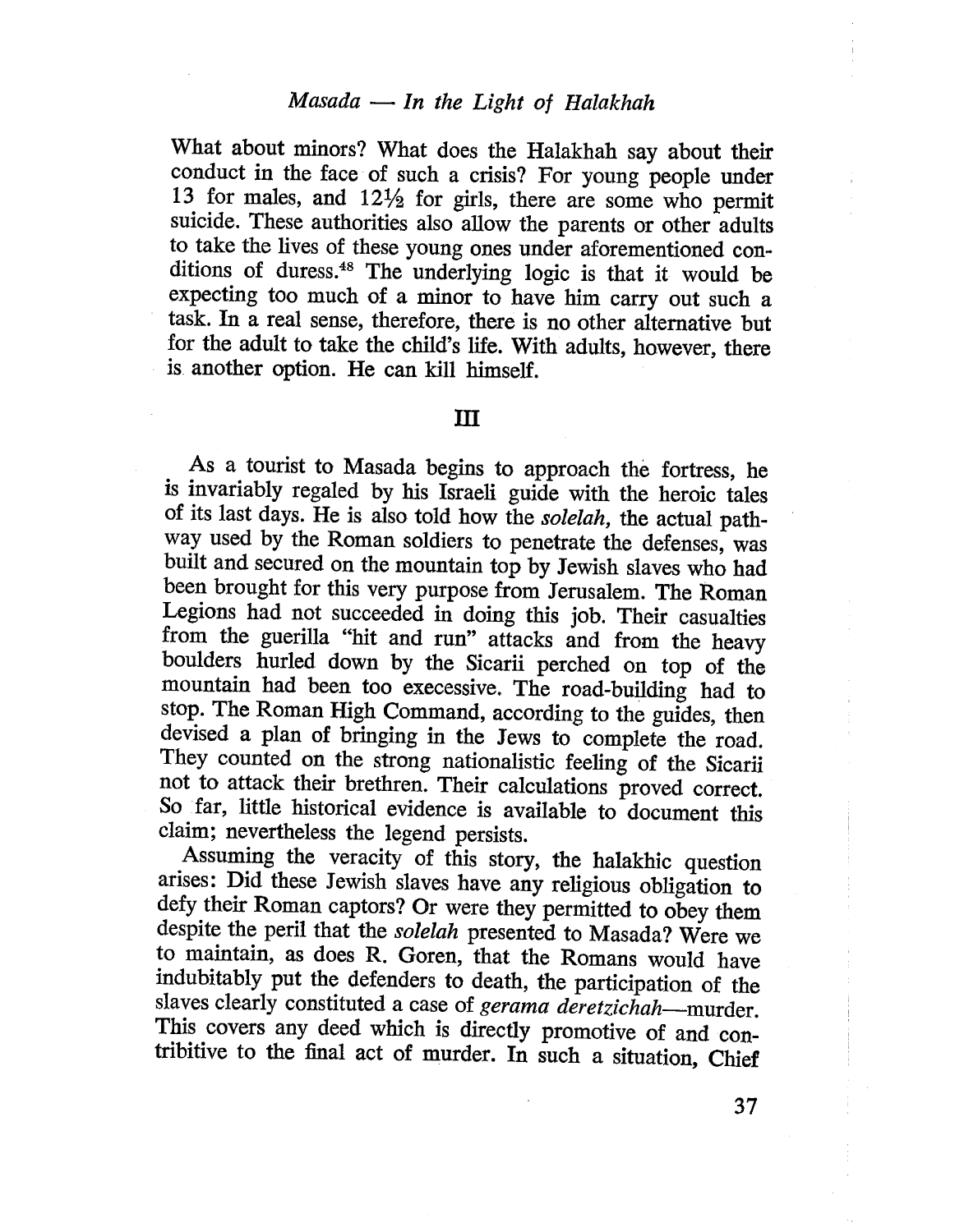What about minors? What does the Halakhah say about their conduct in the face of such a crisis? For young people under 13 for males, and 12½ for girls, there are some who permit suicide. These authorities also allow the parents or other adults to take the lives of these young ones under aforementioned conditions of duress.[48] The underlying logic is that it would be expecting too much of a minor to have him carry out such a task. In a real sense, therefore, there is no other alternative but for the adult to take the child's life. With adults, however, there is another option. He can kill himself.

## III

As a tourist to Masada begins to approach the fortress, he is invariably regaled by his Israeli guide with the heroic tales of its last days. He is also told how the *solelah,* the actual pathway used by the Roman soldiers to penetrate the defenses, was built and secured on the mountain top by Jewish slaves who had been brought for this very purpose from Jerusalem. The Roman Legions had not succeeded in doing this job. Their casualties from the guerilla "hit and run" attacks and from the heavy boulders hurled down by the Sicarii perched on top of the mountain had been too execessive. The road-building had to stop. The Roman High Command, according to the guides, then devised a plan of bringing in the Jews to complete the road. They counted on the strong nationalistic feeling of the Sicarii not to attack their brethren. Their calculations proved correct. So far, little historical evidence is available to document this claim; nevertheless the legend persists.

Assuming the veracity of this story, the halakhic question arises: Did these Jewish slaves have any religious obligation to defy their Roman captors? Or were they permitted to obey them despite the peril that the *solelah* presented to Masada? Were we to maintain, as does R. Goren, that the Romans would have indubitably put the defenders to death, the participation of the slaves clearly constituted a case of *gerama deretzichah*—murder. This covers any deed which is directly promotive of and contribitive to the final act of murder. In such a situation, Chief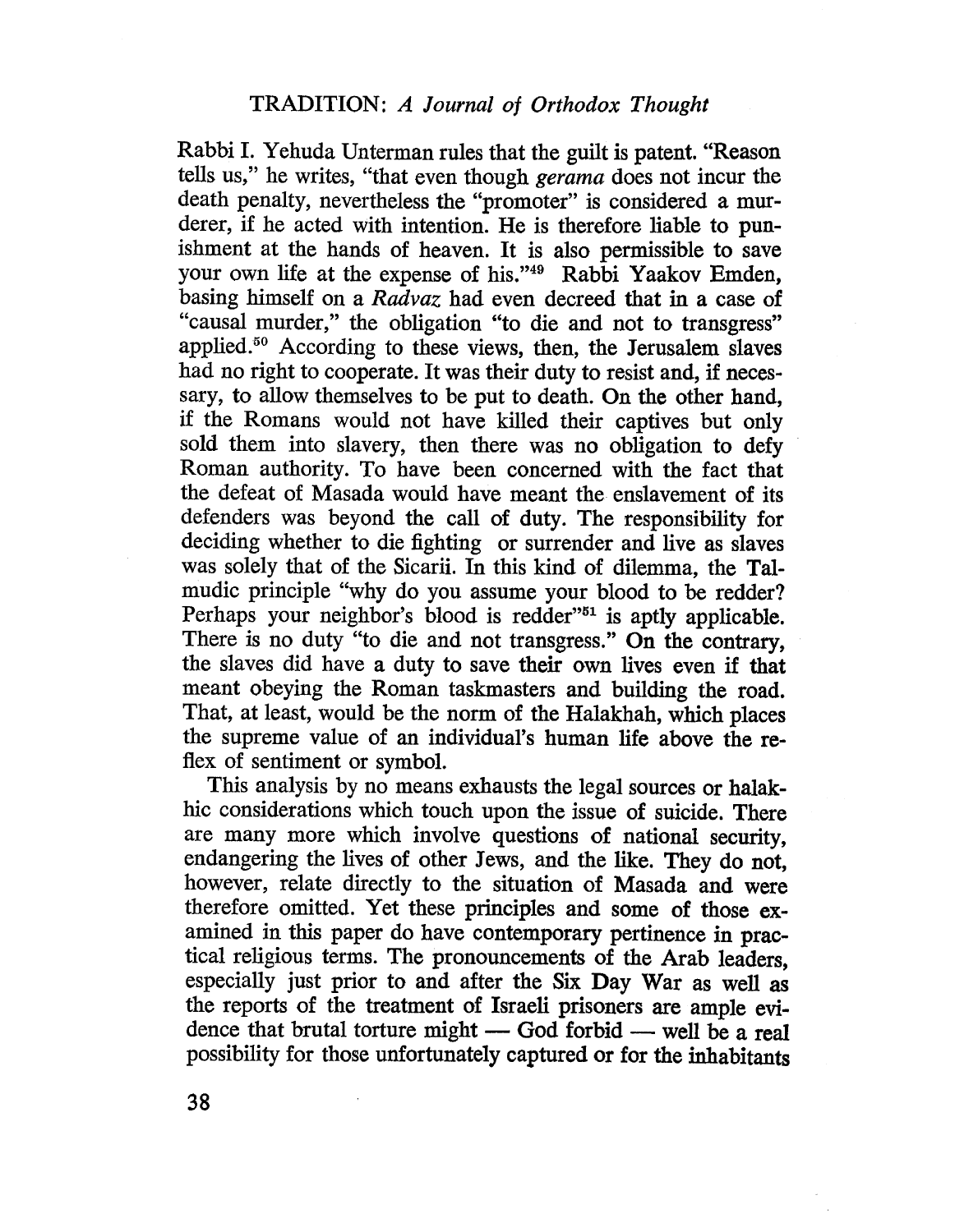Rabbi I. Yehuda Unterman rules that the guilt is patent. "Reason tells us," he writes, "that even though *gerama* does not incur the death penalty, nevertheless the "promoter" is considered a murderer, if he acted with intention. He is therefore liable to punishment at the hands of heaven. It is also permissible to save your own life at the expense of his."[49] Rabbi Yaakov Emden, basing himself on a *Radvaz* had even decreed that in a case of "causal murder," the obligation "to die and not to transgress" applied.[50] According to these views, then, the Jerusalem slaves had no right to cooperate. It was their duty to resist and, if necessary, to allow themselves to be put to death. On the other hand, if the Romans would not have killed their captives but only sold them into slavery, then there was no obligation to defy Roman authority. To have been concerned with the fact that the defeat of Masada would have meant the enslavement of its defenders was beyond the call of duty. The responsibility for deciding whether to die fighting or surrender and live as slaves was solely that of the Sicarii. In this kind of dilemma, the Talmudic principle "why do you assume your blood to be redder? Perhaps your neighbor's blood is redder"[51] is aptly applicable. There is no duty "to die and not transgress." On the contrary, the slaves did have a duty to save their own lives even if that meant obeying the Roman taskmasters and building the road. That, at least, would be the norm of the Halakhah, which places the supreme value of an individual's human life above the reflex of sentiment or symbol.

This analysis by no means exhausts the legal sources or halakhic considerations which touch upon the issue of suicide. There are many more which involve questions of national security, endangering the lives of other Jews, and the like. They do not, however, relate directly to the situation of Masada and were therefore omitted. Yet these principles and some of those examined in this paper do have contemporary pertinence in practical religious terms. The pronouncements of the Arab leaders, especially just prior to and after the Six Day War as well as the reports of the treatment of Israeli prisoners are ample evidence that brutal torture might — God forbid — well be a real possibility for those unfortunately captured or for the inhabitants